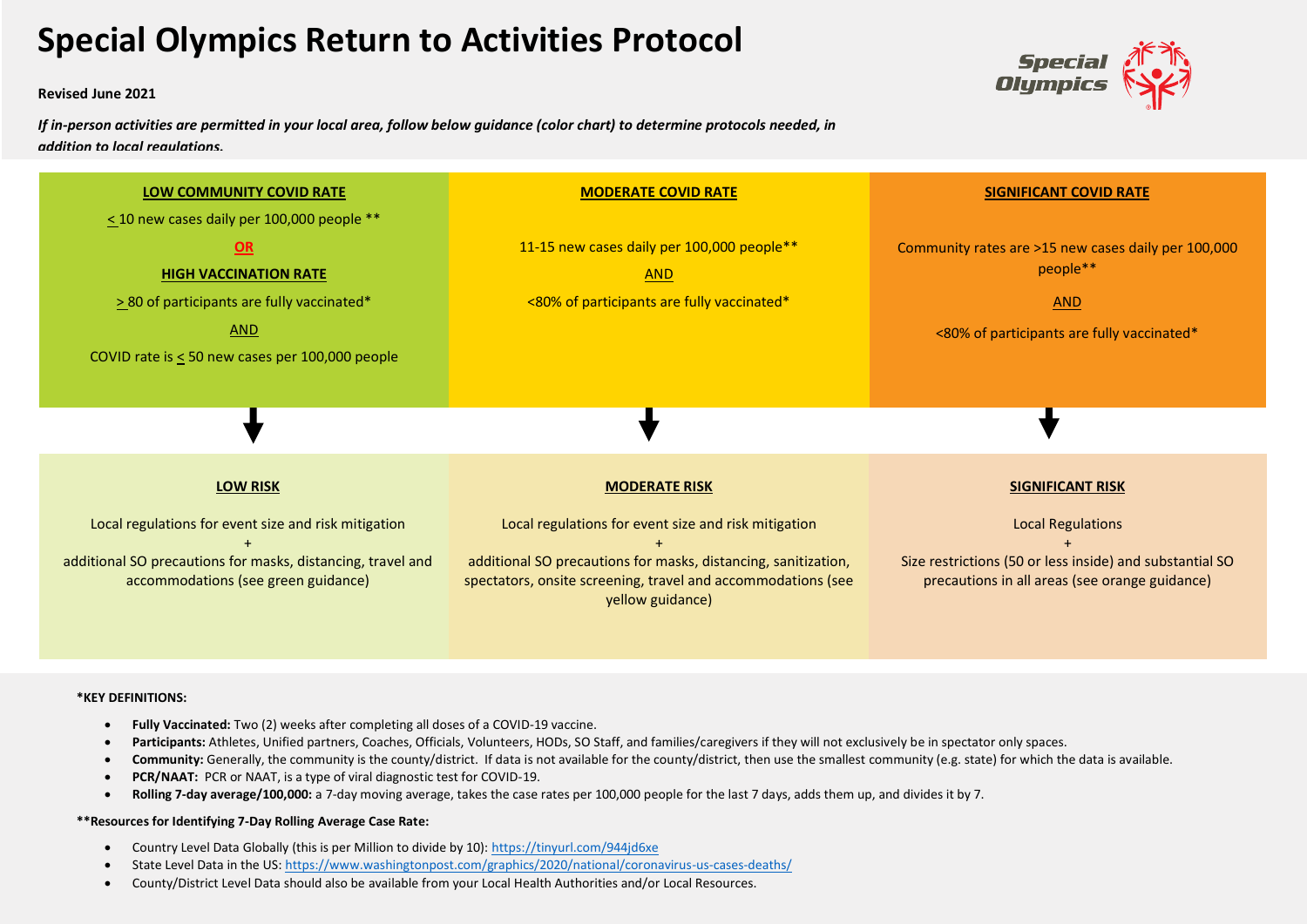# Special Olympics Return to Activities Protocol

**Revised June 2021**

***If in-person activities are permitted in your local area, follow below guidance (color chart) to determine protocols needed, in addition to local regulations.***

| **LOW COMMUNITY COVID RATE** | **MODERATE COVID RATE** | **SIGNIFICANT COVID RATE** |
|---|---|---|
| ≤ 10 new cases daily per 100,000 people ** <br> **OR** <br> **HIGH VACCINATION RATE** <br> ≥ 80 of participants are fully vaccinated* <br> AND <br> COVID rate is ≤ 50 new cases per 100,000 people | 11-15 new cases daily per 100,000 people** <br> AND <br> <80% of participants are fully vaccinated* | Community rates are >15 new cases daily per 100,000 people** <br> AND <br> <80% of participants are fully vaccinated* |
| ↓ | ↓ | ↓ |
| **LOW RISK** <br> Local regulations for event size and risk mitigation <br> + <br> additional SO precautions for masks, distancing, travel and accommodations (see green guidance) | **MODERATE RISK** <br> Local regulations for event size and risk mitigation <br> + <br> additional SO precautions for masks, distancing, sanitization, spectators, onsite screening, travel and accommodations (see yellow guidance) | **SIGNIFICANT RISK** <br> Local Regulations <br> + <br> Size restrictions (50 or less inside) and substantial SO precautions in all areas (see orange guidance) |

**\*KEY DEFINITIONS:**

- **Fully Vaccinated:** Two (2) weeks after completing all doses of a COVID-19 vaccine.
- **Participants:** Athletes, Unified partners, Coaches, Officials, Volunteers, HODs, SO Staff, and families/caregivers if they will not exclusively be in spectator only spaces.
- **Community:** Generally, the community is the county/district. If data is not available for the county/district, then use the smallest community (e.g. state) for which the data is available.
- **PCR/NAAT:** PCR or NAAT, is a type of viral diagnostic test for COVID-19.
- **Rolling 7-day average/100,000:** a 7-day moving average, takes the case rates per 100,000 people for the last 7 days, adds them up, and divides it by 7.

**\*\*Resources for Identifying 7-Day Rolling Average Case Rate:**

- Country Level Data Globally (this is per Million to divide by 10): https://tinyurl.com/944jd6xe
- State Level Data in the US: https://www.washingtonpost.com/graphics/2020/national/coronavirus-us-cases-deaths/
- County/District Level Data should also be available from your Local Health Authorities and/or Local Resources.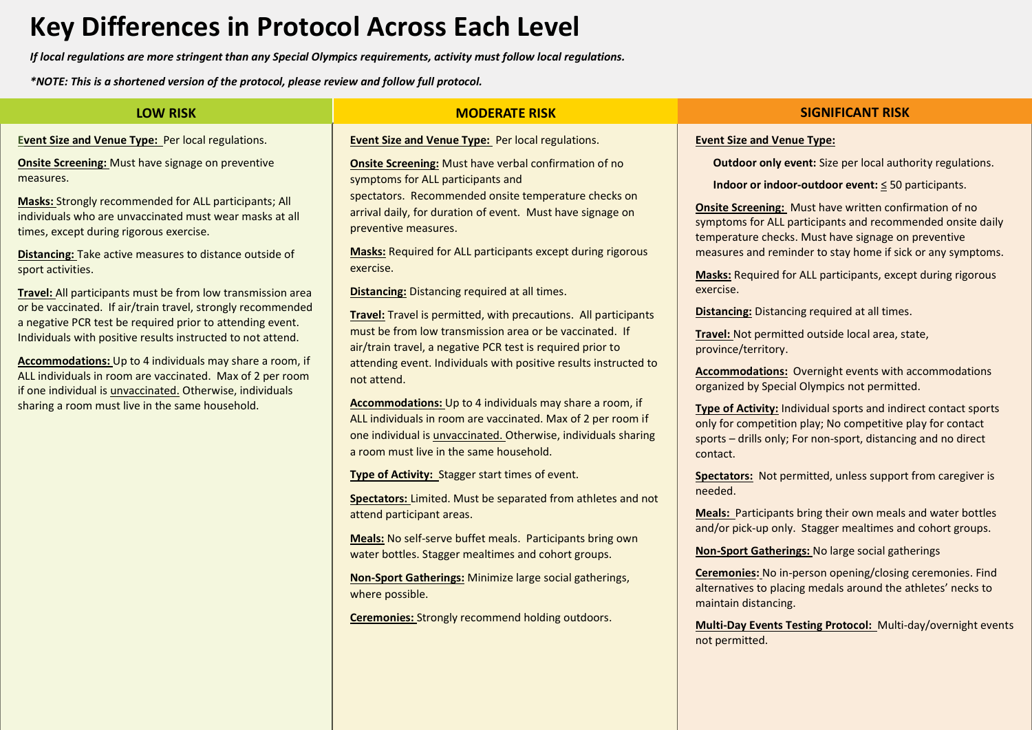# Key Differences in Protocol Across Each Level

*If local regulations are more stringent than any Special Olympics requirements, activity must follow local regulations.*

***NOTE: This is a shortened version of the protocol, please review and follow full protocol.***

## LOW RISK

**Event Size and Venue Type:** Per local regulations.

**Onsite Screening:** Must have signage on preventive measures.

**Masks:** Strongly recommended for ALL participants; All individuals who are unvaccinated must wear masks at all times, except during rigorous exercise.

**Distancing:** Take active measures to distance outside of sport activities.

**Travel:** All participants must be from low transmission area or be vaccinated. If air/train travel, strongly recommended a negative PCR test be required prior to attending event. Individuals with positive results instructed to not attend.

**Accommodations:** Up to 4 individuals may share a room, if ALL individuals in room are vaccinated. Max of 2 per room if one individual is unvaccinated. Otherwise, individuals sharing a room must live in the same household.

## MODERATE RISK

**Event Size and Venue Type:** Per local regulations.

**Onsite Screening:** Must have verbal confirmation of no symptoms for ALL participants and spectators. Recommended onsite temperature checks on arrival daily, for duration of event. Must have signage on preventive measures.

**Masks:** Required for ALL participants except during rigorous exercise.

**Distancing:** Distancing required at all times.

**Travel:** Travel is permitted, with precautions. All participants must be from low transmission area or be vaccinated. If air/train travel, a negative PCR test is required prior to attending event. Individuals with positive results instructed to not attend.

**Accommodations:** Up to 4 individuals may share a room, if ALL individuals in room are vaccinated. Max of 2 per room if one individual is unvaccinated. Otherwise, individuals sharing a room must live in the same household.

**Type of Activity:** Stagger start times of event.

**Spectators:** Limited. Must be separated from athletes and not attend participant areas.

**Meals:** No self-serve buffet meals. Participants bring own water bottles. Stagger mealtimes and cohort groups.

**Non-Sport Gatherings:** Minimize large social gatherings, where possible.

**Ceremonies:** Strongly recommend holding outdoors.

## SIGNIFICANT RISK

**Event Size and Venue Type:**

**Outdoor only event:** Size per local authority regulations.

**Indoor or indoor-outdoor event:** $\leq$ 50 participants.

**Onsite Screening:** Must have written confirmation of no symptoms for ALL participants and recommended onsite daily temperature checks. Must have signage on preventive measures and reminder to stay home if sick or any symptoms.

**Masks:** Required for ALL participants, except during rigorous exercise.

**Distancing:** Distancing required at all times.

**Travel:** Not permitted outside local area, state, province/territory.

**Accommodations:** Overnight events with accommodations organized by Special Olympics not permitted.

**Type of Activity:** Individual sports and indirect contact sports only for competition play; No competitive play for contact sports – drills only; For non-sport, distancing and no direct contact.

**Spectators:** Not permitted, unless support from caregiver is needed.

**Meals:** Participants bring their own meals and water bottles and/or pick-up only. Stagger mealtimes and cohort groups.

**Non-Sport Gatherings:** No large social gatherings

**Ceremonies:** No in-person opening/closing ceremonies. Find alternatives to placing medals around the athletes' necks to maintain distancing.

**Multi-Day Events Testing Protocol:** Multi-day/overnight events not permitted.